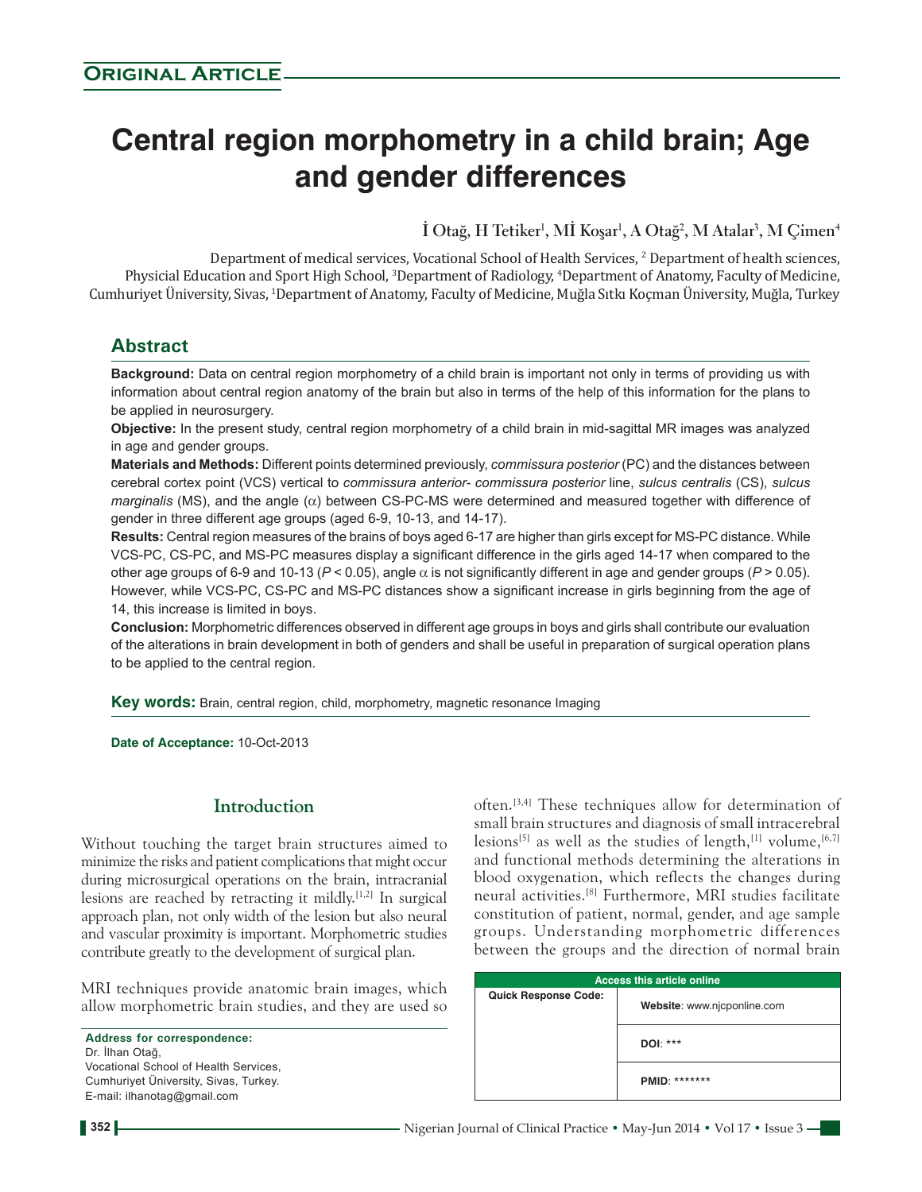**Original Article**

# Central region morphometry in a child brain; Age and gender differences

**İ Otağ, H Tetiker[1], Mİ Koşar[1], A Otağ[2], M Atalar[3], M Çimen[4]**

Department of medical services, Vocational School of Health Services, [2] Department of health sciences, Physicial Education and Sport High School, [3]Department of Radiology, [4]Department of Anatomy, Faculty of Medicine, Cumhuriyet Üniversity, Sivas, [1]Department of Anatomy, Faculty of Medicine, Muğla Sıtkı Koçman Üniversity, Muğla, Turkey

## Abstract

**Background:** Data on central region morphometry of a child brain is important not only in terms of providing us with information about central region anatomy of the brain but also in terms of the help of this information for the plans to be applied in neurosurgery.

**Objective:** In the present study, central region morphometry of a child brain in mid-sagittal MR images was analyzed in age and gender groups.

**Materials and Methods:** Different points determined previously, *commissura posterior* (PC) and the distances between cerebral cortex point (VCS) vertical to *commissura anterior- commissura posterior* line, *sulcus centralis* (CS), *sulcus marginalis* (MS), and the angle ($\alpha$) between CS-PC-MS were determined and measured together with difference of gender in three different age groups (aged 6-9, 10-13, and 14-17).

**Results:** Central region measures of the brains of boys aged 6-17 are higher than girls except for MS-PC distance. While VCS-PC, CS-PC, and MS-PC measures display a significant difference in the girls aged 14-17 when compared to the other age groups of 6-9 and 10-13 ($P < 0.05$), angle $\alpha$ is not significantly different in age and gender groups ($P > 0.05$). However, while VCS-PC, CS-PC and MS-PC distances show a significant increase in girls beginning from the age of 14, this increase is limited in boys.

**Conclusion:** Morphometric differences observed in different age groups in boys and girls shall contribute our evaluation of the alterations in brain development in both of genders and shall be useful in preparation of surgical operation plans to be applied to the central region.

**Key words:** Brain, central region, child, morphometry, magnetic resonance Imaging

**Date of Acceptance:** 10-Oct-2013

## Introduction

Without touching the target brain structures aimed to minimize the risks and patient complications that might occur during microsurgical operations on the brain, intracranial lesions are reached by retracting it mildly.[1,2] In surgical approach plan, not only width of the lesion but also neural and vascular proximity is important. Morphometric studies contribute greatly to the development of surgical plan.

MRI techniques provide anatomic brain images, which allow morphometric brain studies, and they are used so often.[3,4] These techniques allow for determination of small brain structures and diagnosis of small intracerebral lesions[5] as well as the studies of length,[1] volume,[6,7] and functional methods determining the alterations in blood oxygenation, which reflects the changes during neural activities.[8] Furthermore, MRI studies facilitate constitution of patient, normal, gender, and age sample groups. Understanding morphometric differences between the groups and the direction of normal brain

**Address for correspondence:**
Dr. İlhan Otağ,
Vocational School of Health Services,
Cumhuriyet Üniversity, Sivas, Turkey.
E-mail: ilhanotag@gmail.com

| Access this article online | |
|---|---|
| Quick Response Code: | Website: www.njcponline.com |
| | DOI: *** |
| | PMID: ******* |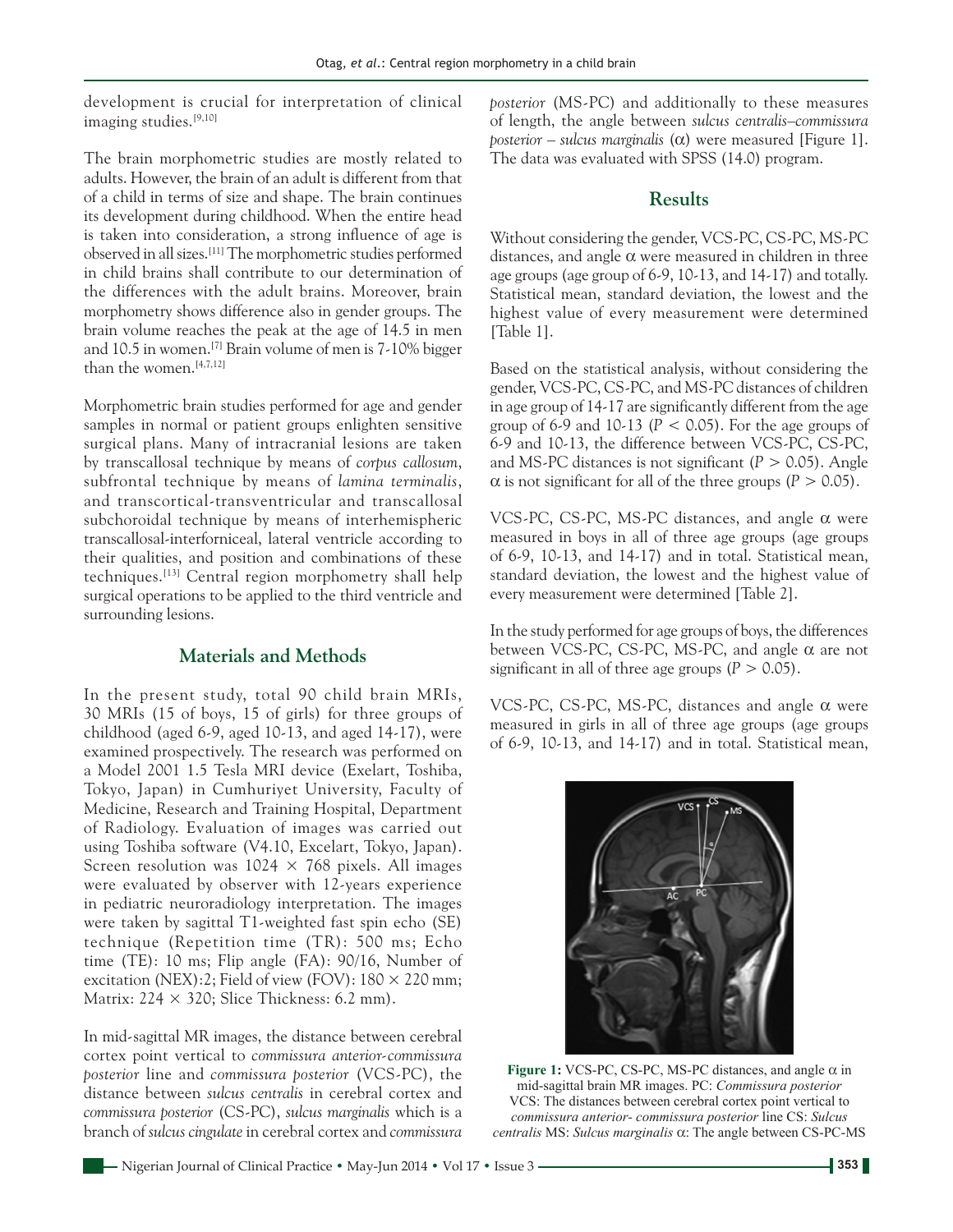development is crucial for interpretation of clinical imaging studies.[9,10]

The brain morphometric studies are mostly related to adults. However, the brain of an adult is different from that of a child in terms of size and shape. The brain continues its development during childhood. When the entire head is taken into consideration, a strong influence of age is observed in all sizes.[11] The morphometric studies performed in child brains shall contribute to our determination of the differences with the adult brains. Moreover, brain morphometry shows difference also in gender groups. The brain volume reaches the peak at the age of 14.5 in men and 10.5 in women.[7] Brain volume of men is 7-10% bigger than the women.[4,7,12]

Morphometric brain studies performed for age and gender samples in normal or patient groups enlighten sensitive surgical plans. Many of intracranial lesions are taken by transcallosal technique by means of *corpus callosum*, subfrontal technique by means of *lamina terminalis*, and transcortical-transventricular and transcallosal subchoroidal technique by means of interhemispheric transcallosal-interforniceal, lateral ventricle according to their qualities, and position and combinations of these techniques.[13] Central region morphometry shall help surgical operations to be applied to the third ventricle and surrounding lesions.

## Materials and Methods

In the present study, total 90 child brain MRIs, 30 MRIs (15 of boys, 15 of girls) for three groups of childhood (aged 6-9, aged 10-13, and aged 14-17), were examined prospectively. The research was performed on a Model 2001 1.5 Tesla MRI device (Exelart, Toshiba, Tokyo, Japan) in Cumhuriyet University, Faculty of Medicine, Research and Training Hospital, Department of Radiology. Evaluation of images was carried out using Toshiba software (V4.10, Excelart, Tokyo, Japan). Screen resolution was 1024 × 768 pixels. All images were evaluated by observer with 12-years experience in pediatric neuroradiology interpretation. The images were taken by sagittal T1-weighted fast spin echo (SE) technique (Repetition time (TR): 500 ms; Echo time (TE): 10 ms; Flip angle (FA): 90/16, Number of excitation (NEX):2; Field of view (FOV): 180 × 220 mm; Matrix: 224 × 320; Slice Thickness: 6.2 mm).

In mid-sagittal MR images, the distance between cerebral cortex point vertical to *commissura anterior-commissura posterior* line and *commissura posterior* (VCS-PC), the distance between *sulcus centralis* in cerebral cortex and *commissura posterior* (CS-PC), *sulcus marginalis* which is a branch of *sulcus cingulate* in cerebral cortex and *commissura posterior* (MS-PC) and additionally to these measures of length, the angle between *sulcus centralis–commissura posterior – sulcus marginalis* (α) were measured [Figure 1]. The data was evaluated with SPSS (14.0) program.

## Results

Without considering the gender, VCS-PC, CS-PC, MS-PC distances, and angle α were measured in children in three age groups (age group of 6-9, 10-13, and 14-17) and totally. Statistical mean, standard deviation, the lowest and the highest value of every measurement were determined [Table 1].

Based on the statistical analysis, without considering the gender, VCS-PC, CS-PC, and MS-PC distances of children in age group of 14-17 are significantly different from the age group of 6-9 and 10-13 ($P < 0.05$). For the age groups of 6-9 and 10-13, the difference between VCS-PC, CS-PC, and MS-PC distances is not significant ($P > 0.05$). Angle α is not significant for all of the three groups ($P > 0.05$).

VCS-PC, CS-PC, MS-PC distances, and angle α were measured in boys in all of three age groups (age groups of 6-9, 10-13, and 14-17) and in total. Statistical mean, standard deviation, the lowest and the highest value of every measurement were determined [Table 2].

In the study performed for age groups of boys, the differences between VCS-PC, CS-PC, MS-PC, and angle α are not significant in all of three age groups ($P > 0.05$).

VCS-PC, CS-PC, MS-PC, distances and angle α were measured in girls in all of three age groups (age groups of 6-9, 10-13, and 14-17) and in total. Statistical mean,

**Figure 1:** VCS-PC, CS-PC, MS-PC distances, and angle α in mid-sagittal brain MR images. PC: *Commissura posterior* VCS: The distances between cerebral cortex point vertical to *commissura anterior- commissura posterior* line CS: *Sulcus centralis* MS: *Sulcus marginalis* α: The angle between CS-PC-MS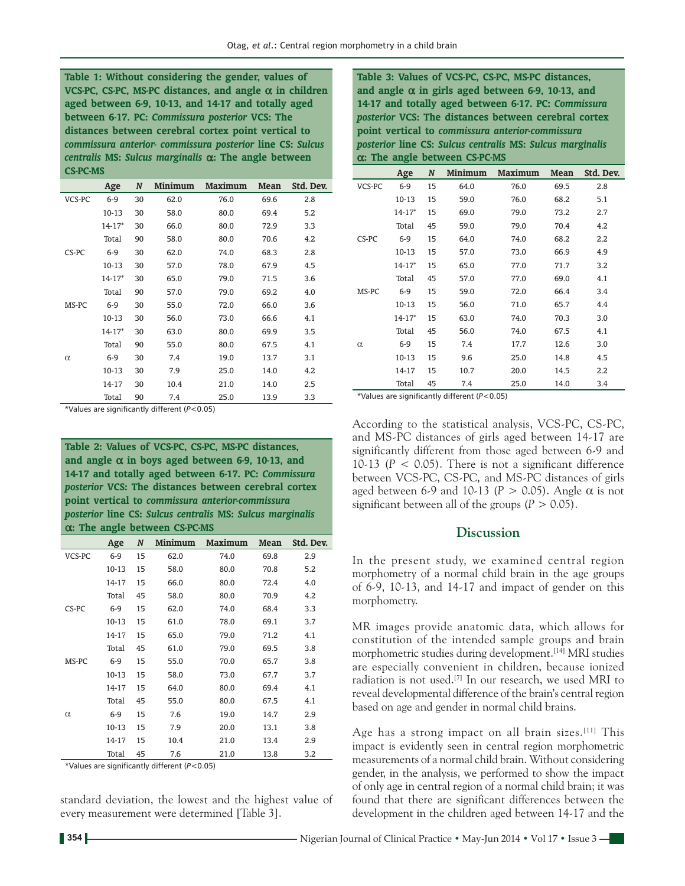**Table 1: Without considering the gender, values of VCS-PC, CS-PC, MS-PC distances, and angle α in children aged between 6-9, 10-13, and 14-17 and totally aged between 6-17. PC: *Commissura posterior* VCS: The distances between cerebral cortex point vertical to *commissura anterior- commissura posterior* line CS: *Sulcus centralis* MS: *Sulcus marginalis* α: The angle between CS-PC-MS**

| | Age | N | Minimum | Maximum | Mean | Std. Dev. |
|---|---|---|---|---|---|---|
| VCS-PC | 6-9 | 30 | 62.0 | 76.0 | 69.6 | 2.8 |
| | 10-13 | 30 | 58.0 | 80.0 | 69.4 | 5.2 |
| | 14-17* | 30 | 66.0 | 80.0 | 72.9 | 3.3 |
| | Total | 90 | 58.0 | 80.0 | 70.6 | 4.2 |
| CS-PC | 6-9 | 30 | 62.0 | 74.0 | 68.3 | 2.8 |
| | 10-13 | 30 | 57.0 | 78.0 | 67.9 | 4.5 |
| | 14-17* | 30 | 65.0 | 79.0 | 71.5 | 3.6 |
| | Total | 90 | 57.0 | 79.0 | 69.2 | 4.0 |
| MS-PC | 6-9 | 30 | 55.0 | 72.0 | 66.0 | 3.6 |
| | 10-13 | 30 | 56.0 | 73.0 | 66.6 | 4.1 |
| | 14-17* | 30 | 63.0 | 80.0 | 69.9 | 3.5 |
| | Total | 90 | 55.0 | 80.0 | 67.5 | 4.1 |
| α | 6-9 | 30 | 7.4 | 19.0 | 13.7 | 3.1 |
| | 10-13 | 30 | 7.9 | 25.0 | 14.0 | 4.2 |
| | 14-17 | 30 | 10.4 | 21.0 | 14.0 | 2.5 |
| | Total | 90 | 7.4 | 25.0 | 13.9 | 3.3 |

*Values are significantly different ($P<0.05$)

**Table 2: Values of VCS-PC, CS-PC, MS-PC distances, and angle α in boys aged between 6-9, 10-13, and 14-17 and totally aged between 6-17. PC: *Commissura posterior* VCS: The distances between cerebral cortex point vertical to *commissura anterior-commissura posterior* line CS: *Sulcus centralis* MS: *Sulcus marginalis* α: The angle between CS-PC-MS**

| | Age | N | Minimum | Maximum | Mean | Std. Dev. |
|---|---|---|---|---|---|---|
| VCS-PC | 6-9 | 15 | 62.0 | 74.0 | 69.8 | 2.9 |
| | 10-13 | 15 | 58.0 | 80.0 | 70.8 | 5.2 |
| | 14-17 | 15 | 66.0 | 80.0 | 72.4 | 4.0 |
| | Total | 45 | 58.0 | 80.0 | 70.9 | 4.2 |
| CS-PC | 6-9 | 15 | 62.0 | 74.0 | 68.4 | 3.3 |
| | 10-13 | 15 | 61.0 | 78.0 | 69.1 | 3.7 |
| | 14-17 | 15 | 65.0 | 79.0 | 71.2 | 4.1 |
| | Total | 45 | 61.0 | 79.0 | 69.5 | 3.8 |
| MS-PC | 6-9 | 15 | 55.0 | 70.0 | 65.7 | 3.8 |
| | 10-13 | 15 | 58.0 | 73.0 | 67.7 | 3.7 |
| | 14-17 | 15 | 64.0 | 80.0 | 69.4 | 4.1 |
| | Total | 45 | 55.0 | 80.0 | 67.5 | 4.1 |
| α | 6-9 | 15 | 7.6 | 19.0 | 14.7 | 2.9 |
| | 10-13 | 15 | 7.9 | 20.0 | 13.1 | 3.8 |
| | 14-17 | 15 | 10.4 | 21.0 | 13.4 | 2.9 |
| | Total | 45 | 7.6 | 21.0 | 13.8 | 3.2 |

*Values are significantly different ($P<0.05$)

standard deviation, the lowest and the highest value of every measurement were determined [Table 3].

**Table 3: Values of VCS-PC, CS-PC, MS-PC distances, and angle α in girls aged between 6-9, 10-13, and 14-17 and totally aged between 6-17. PC: *Commissura posterior* VCS: The distances between cerebral cortex point vertical to *commissura anterior-commissura posterior* line CS: *Sulcus centralis* MS: *Sulcus marginalis* α: The angle between CS-PC-MS**

| | Age | N | Minimum | Maximum | Mean | Std. Dev. |
|---|---|---|---|---|---|---|
| VCS-PC | 6-9 | 15 | 64.0 | 76.0 | 69.5 | 2.8 |
| | 10-13 | 15 | 59.0 | 76.0 | 68.2 | 5.1 |
| | 14-17* | 15 | 69.0 | 79.0 | 73.2 | 2.7 |
| | Total | 45 | 59.0 | 79.0 | 70.4 | 4.2 |
| CS-PC | 6-9 | 15 | 64.0 | 74.0 | 68.2 | 2.2 |
| | 10-13 | 15 | 57.0 | 73.0 | 66.9 | 4.9 |
| | 14-17* | 15 | 65.0 | 77.0 | 71.7 | 3.2 |
| | Total | 45 | 57.0 | 77.0 | 69.0 | 4.1 |
| MS-PC | 6-9 | 15 | 59.0 | 72.0 | 66.4 | 3.4 |
| | 10-13 | 15 | 56.0 | 71.0 | 65.7 | 4.4 |
| | 14-17* | 15 | 63.0 | 74.0 | 70.3 | 3.0 |
| | Total | 45 | 56.0 | 74.0 | 67.5 | 4.1 |
| α | 6-9 | 15 | 7.4 | 17.7 | 12.6 | 3.0 |
| | 10-13 | 15 | 9.6 | 25.0 | 14.8 | 4.5 |
| | 14-17 | 15 | 10.7 | 20.0 | 14.5 | 2.2 |
| | Total | 45 | 7.4 | 25.0 | 14.0 | 3.4 |

*Values are significantly different ($P<0.05$)

According to the statistical analysis, VCS-PC, CS-PC, and MS-PC distances of girls aged between 14-17 are significantly different from those aged between 6-9 and 10-13 ($P < 0.05$). There is not a significant difference between VCS-PC, CS-PC, and MS-PC distances of girls aged between 6-9 and 10-13 ($P > 0.05$). Angle α is not significant between all of the groups ($P > 0.05$).

## Discussion

In the present study, we examined central region morphometry of a normal child brain in the age groups of 6-9, 10-13, and 14-17 and impact of gender on this morphometry.

MR images provide anatomic data, which allows for constitution of the intended sample groups and brain morphometric studies during development.[14] MRI studies are especially convenient in children, because ionized radiation is not used.[7] In our research, we used MRI to reveal developmental difference of the brain's central region based on age and gender in normal child brains.

Age has a strong impact on all brain sizes.[11] This impact is evidently seen in central region morphometric measurements of a normal child brain. Without considering gender, in the analysis, we performed to show the impact of only age in central region of a normal child brain; it was found that there are significant differences between the development in the children aged between 14-17 and the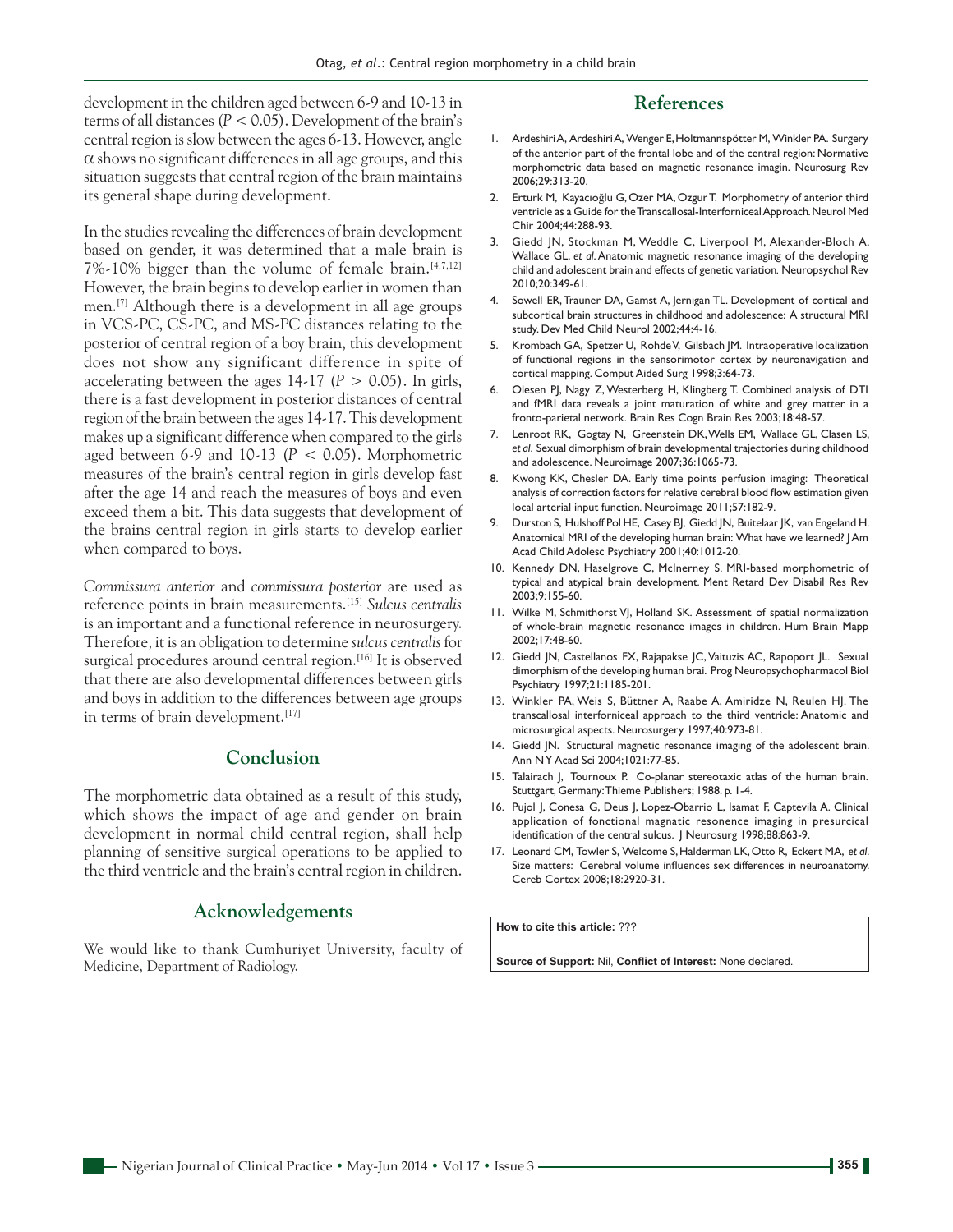development in the children aged between 6-9 and 10-13 in terms of all distances ($P < 0.05$). Development of the brain's central region is slow between the ages 6-13. However, angle $\alpha$ shows no significant differences in all age groups, and this situation suggests that central region of the brain maintains its general shape during development.

In the studies revealing the differences of brain development based on gender, it was determined that a male brain is 7%-10% bigger than the volume of female brain.[4,7,12] However, the brain begins to develop earlier in women than men.[7] Although there is a development in all age groups in VCS-PC, CS-PC, and MS-PC distances relating to the posterior of central region of a boy brain, this development does not show any significant difference in spite of accelerating between the ages 14-17 ($P > 0.05$). In girls, there is a fast development in posterior distances of central region of the brain between the ages 14-17. This development makes up a significant difference when compared to the girls aged between 6-9 and 10-13 ($P < 0.05$). Morphometric measures of the brain's central region in girls develop fast after the age 14 and reach the measures of boys and even exceed them a bit. This data suggests that development of the brains central region in girls starts to develop earlier when compared to boys.

*Commissura anterior* and *commissura posterior* are used as reference points in brain measurements.[15] *Sulcus centralis* is an important and a functional reference in neurosurgery. Therefore, it is an obligation to determine *sulcus centralis* for surgical procedures around central region.[16] It is observed that there are also developmental differences between girls and boys in addition to the differences between age groups in terms of brain development.[17]

## Conclusion

The morphometric data obtained as a result of this study, which shows the impact of age and gender on brain development in normal child central region, shall help planning of sensitive surgical operations to be applied to the third ventricle and the brain's central region in children.

## Acknowledgements

We would like to thank Cumhuriyet University, faculty of Medicine, Department of Radiology.

## References

1. Ardeshiri A, Ardeshiri A, Wenger E, Holtmannspötter M, Winkler PA. Surgery of the anterior part of the frontal lobe and of the central region: Normative morphometric data based on magnetic resonance imagin. Neurosurg Rev 2006;29:313-20.
2. Erturk M, Kayacıoğlu G, Ozer MA, Ozgur T. Morphometry of anterior third ventricle as a Guide for the Transcallosal-Interforniceal Approach. Neurol Med Chir 2004;44:288-93.
3. Giedd JN, Stockman M, Weddle C, Liverpool M, Alexander-Bloch A, Wallace GL, *et al.* Anatomic magnetic resonance imaging of the developing child and adolescent brain and effects of genetic variation. Neuropsychol Rev 2010;20:349-61.
4. Sowell ER, Trauner DA, Gamst A, Jernigan TL. Development of cortical and subcortical brain structures in childhood and adolescence: A structural MRI study. Dev Med Child Neurol 2002;44:4-16.
5. Krombach GA, Spetzer U, Rohde V, Gilsbach JM. Intraoperative localization of functional regions in the sensorimotor cortex by neuronavigation and cortical mapping. Comput Aided Surg 1998;3:64-73.
6. Olesen PJ, Nagy Z, Westerberg H, Klingberg T. Combined analysis of DTI and fMRI data reveals a joint maturation of white and grey matter in a fronto-parietal network. Brain Res Cogn Brain Res 2003;18:48-57.
7. Lenroot RK, Gogtay N, Greenstein DK, Wells EM, Wallace GL, Clasen LS, *et al.* Sexual dimorphism of brain developmental trajectories during childhood and adolescence. Neuroimage 2007;36:1065-73.
8. Kwong KK, Chesler DA. Early time points perfusion imaging: Theoretical analysis of correction factors for relative cerebral blood flow estimation given local arterial input function. Neuroimage 2011;57:182-9.
9. Durston S, Hulshoff Pol HE, Casey BJ, Giedd JN, Buitelaar JK, van Engeland H. Anatomical MRI of the developing human brain: What have we learned? J Am Acad Child Adolesc Psychiatry 2001;40:1012-20.
10. Kennedy DN, Haselgrove C, McInerney S. MRI-based morphometric of typical and atypical brain development. Ment Retard Dev Disabil Res Rev 2003;9:155-60.
11. Wilke M, Schmithorst VJ, Holland SK. Assessment of spatial normalization of whole-brain magnetic resonance images in children. Hum Brain Mapp 2002;17:48-60.
12. Giedd JN, Castellanos FX, Rajapakse JC, Vaituzis AC, Rapoport JL. Sexual dimorphism of the developing human brai. Prog Neuropsychopharmacol Biol Psychiatry 1997;21:1185-201.
13. Winkler PA, Weis S, Büttner A, Raabe A, Amiridze N, Reulen HJ. The transcallosal interforniceal approach to the third ventricle: Anatomic and microsurgical aspects. Neurosurgery 1997;40:973-81.
14. Giedd JN. Structural magnetic resonance imaging of the adolescent brain. Ann N Y Acad Sci 2004;1021:77-85.
15. Talairach J, Tournoux P. Co-planar stereotaxic atlas of the human brain. Stuttgart, Germany: Thieme Publishers; 1988. p. 1-4.
16. Pujol J, Conesa G, Deus J, Lopez-Obarrio L, Isamat F, Captevila A. Clinical application of fonctional magnatic resonence imaging in presurcical identification of the central sulcus. J Neurosurg 1998;88:863-9.
17. Leonard CM, Towler S, Welcome S, Halderman LK, Otto R, Eckert MA, *et al.* Size matters: Cerebral volume influences sex differences in neuroanatomy. Cereb Cortex 2008;18:2920-31.

**How to cite this article:** ???

**Source of Support:** Nil, **Conflict of Interest:** None declared.